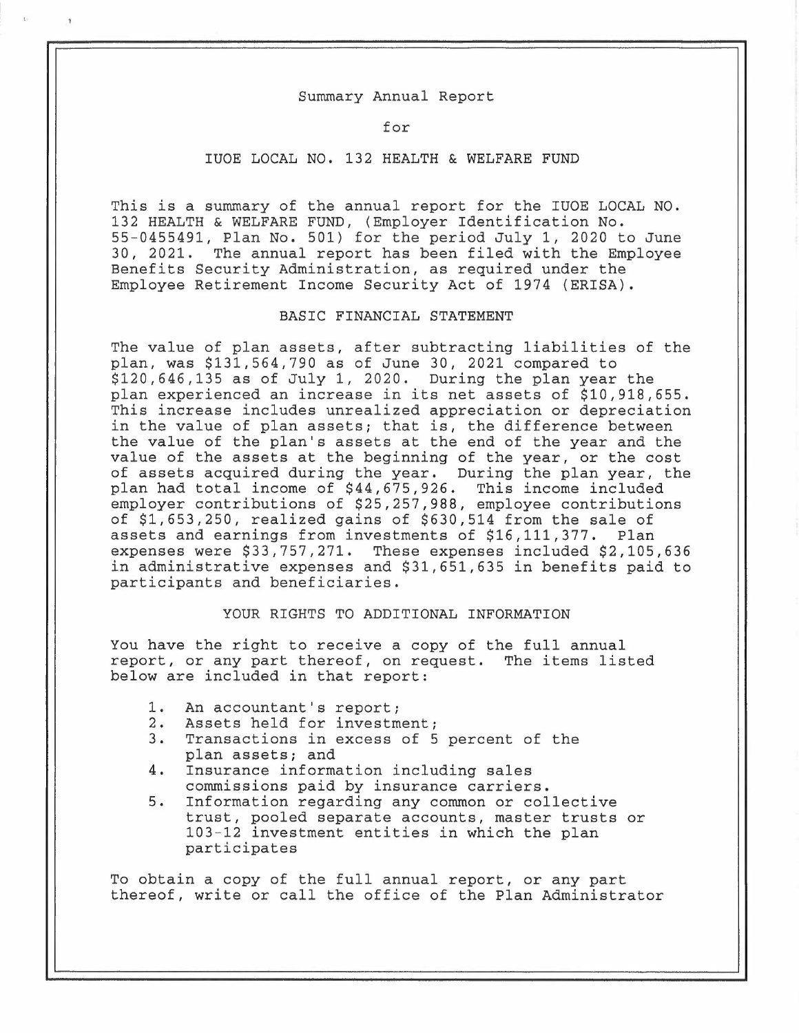# Summary Annual Report

for

## IUOE LOCAL NO. 132 HEALTH & WELFARE FUND

This is a summary of the annual report for the IUOE LOCAL NO. 132 HEALTH & WELFARE FUND, (Employer Identification No. 55-0455491, Plan No. 501) for the period July 1, 2020 to June 30, 2021. The annual report has been filed with the Employee Benefits Security Administration, as required under the Employee Retirement Income Security Act of 1974 (ERISA).

### BASIC FINANCIAL STATEMENT

The value of plan assets, after subtracting liabilities of the plan, was $131,564,790 as of June 30, 2021 compared to $120,646,135 as of July 1, 2020. During the plan year the plan experienced an increase in its net assets of $10,918,655. This increase includes unrealized appreciation or depreciation in the value of plan assets; that is, the difference between the value of the plan's assets at the end of the year and the value of the assets at the beginning of the year, or the cost of assets acquired during the year. During the plan year, the plan had total income of $44,675,926. This income included employer contributions of $25,257,988, employee contributions of $1,653,250, realized gains of $630,514 from the sale of assets and earnings from investments of $16,111,377. Plan expenses were $33,757,271. These expenses included $2,105,636 in administrative expenses and $31,651,635 in benefits paid to participants and beneficiaries.

### YOUR RIGHTS TO ADDITIONAL INFORMATION

You have the right to receive a copy of the full annual report, or any part thereof, on request. The items listed below are included in that report:

1. An accountant's report;
2. Assets held for investment;
3. Transactions in excess of 5 percent of the plan assets; and
4. Insurance information including sales commissions paid by insurance carriers.
5. Information regarding any common or collective trust, pooled separate accounts, master trusts or 103-12 investment entities in which the plan participates

To obtain a copy of the full annual report, or any part thereof, write or call the office of the Plan Administrator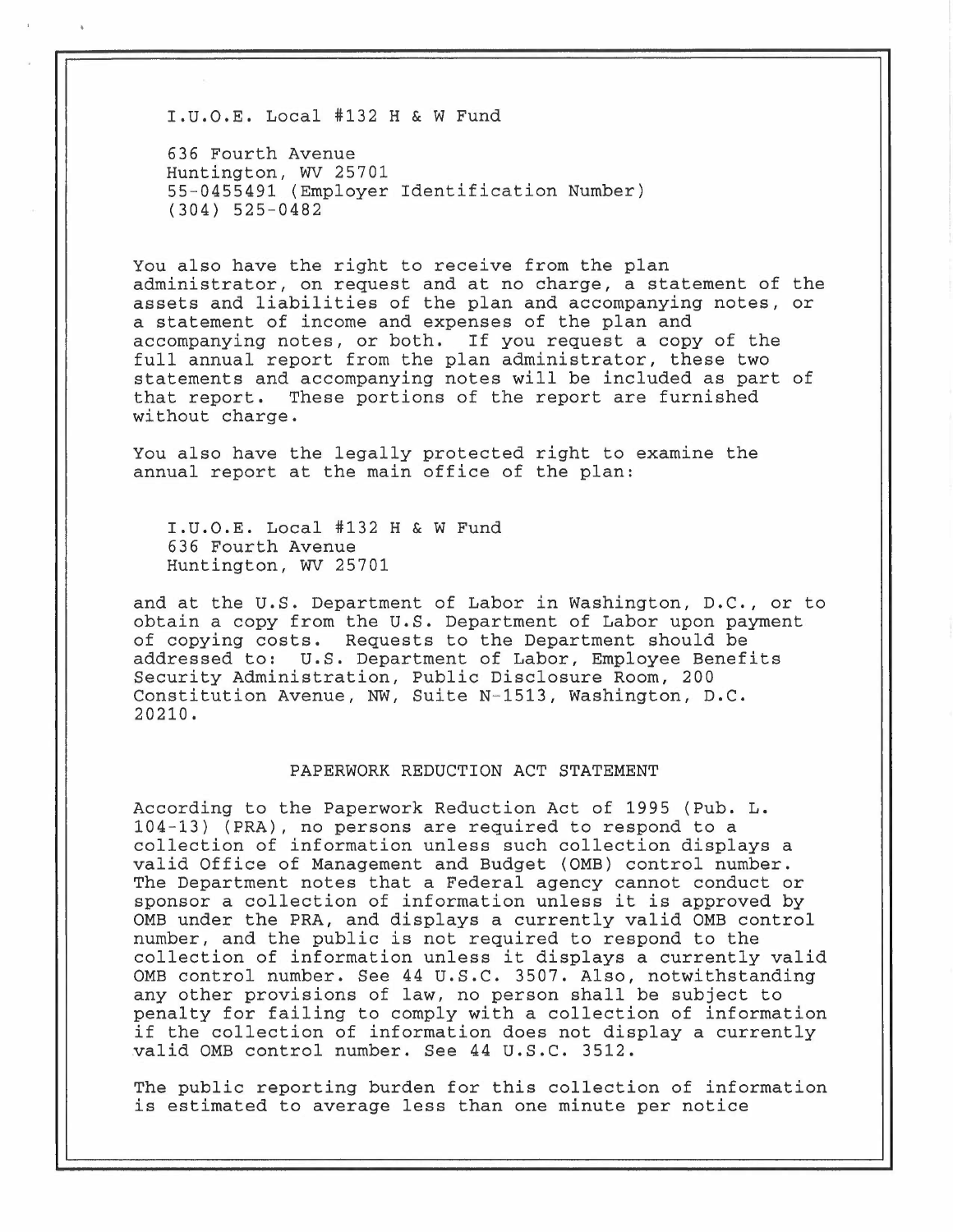I.U.O.E. Local #132 H & W Fund

636 Fourth Avenue
Huntington, WV 25701
55-0455491 (Employer Identification Number)
(304) 525-0482

You also have the right to receive from the plan administrator, on request and at no charge, a statement of the assets and liabilities of the plan and accompanying notes, or a statement of income and expenses of the plan and accompanying notes, or both. If you request a copy of the full annual report from the plan administrator, these two statements and accompanying notes will be included as part of that report. These portions of the report are furnished without charge.

You also have the legally protected right to examine the annual report at the main office of the plan:

I.U.O.E. Local #132 H & W Fund
636 Fourth Avenue
Huntington, WV 25701

and at the U.S. Department of Labor in Washington, D.C., or to obtain a copy from the U.S. Department of Labor upon payment of copying costs. Requests to the Department should be addressed to: U.S. Department of Labor, Employee Benefits Security Administration, Public Disclosure Room, 200 Constitution Avenue, NW, Suite N-1513, Washington, D.C. 20210.

## PAPERWORK REDUCTION ACT STATEMENT

According to the Paperwork Reduction Act of 1995 (Pub. L. 104-13) (PRA), no persons are required to respond to a collection of information unless such collection displays a valid Office of Management and Budget (OMB) control number. The Department notes that a Federal agency cannot conduct or sponsor a collection of information unless it is approved by OMB under the PRA, and displays a currently valid OMB control number, and the public is not required to respond to the collection of information unless it displays a currently valid OMB control number. See 44 U.S.C. 3507. Also, notwithstanding any other provisions of law, no person shall be subject to penalty for failing to comply with a collection of information if the collection of information does not display a currently valid OMB control number. See 44 U.S.C. 3512.

The public reporting burden for this collection of information is estimated to average less than one minute per notice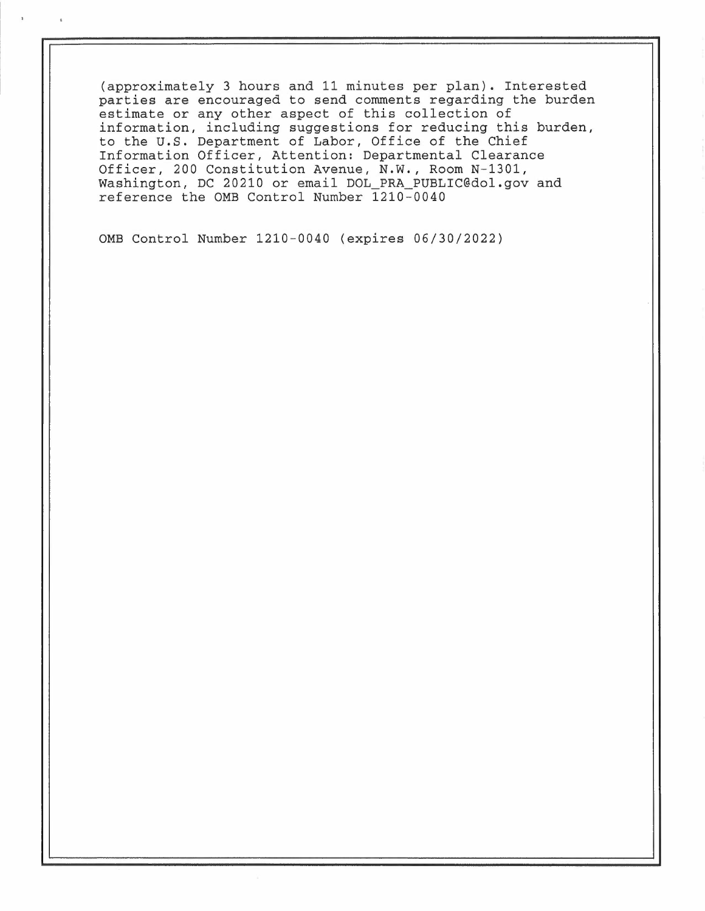(approximately 3 hours and 11 minutes per plan). Interested parties are encouraged to send comments regarding the burden estimate or any other aspect of this collection of information, including suggestions for reducing this burden, to the U.S. Department of Labor, Office of the Chief Information Officer, Attention: Departmental Clearance Officer, 200 Constitution Avenue, N.W., Room N-1301, Washington, DC 20210 or email DOL_PRA_PUBLIC@dol.gov and reference the OMB Control Number 1210-0040

OMB Control Number 1210-0040 (expires 06/30/2022)